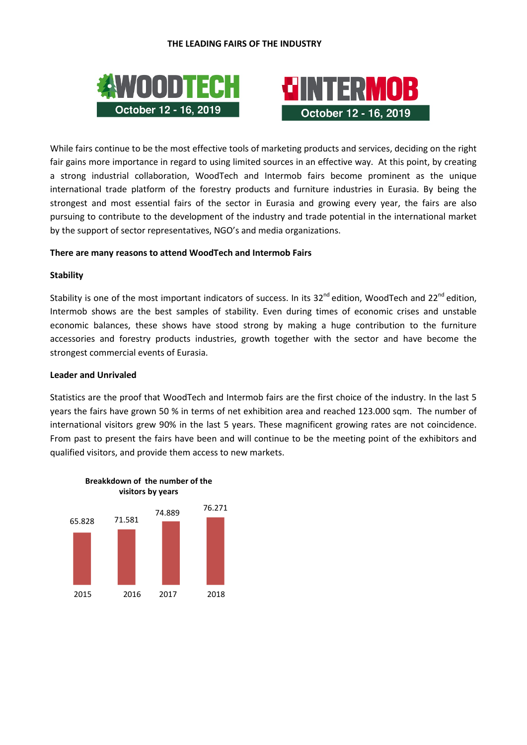# THE LEADING FAIRS OF THE INDUSTRY

WOODTECH October 12 - 16, 2019

INTERMOB October 12 - 16, 2019

While fairs continue to be the most effective tools of marketing products and services, deciding on the right fair gains more importance in regard to using limited sources in an effective way. At this point, by creating a strong industrial collaboration, WoodTech and Intermob fairs become prominent as the unique international trade platform of the forestry products and furniture industries in Eurasia. By being the strongest and most essential fairs of the sector in Eurasia and growing every year, the fairs are also pursuing to contribute to the development of the industry and trade potential in the international market by the support of sector representatives, NGO's and media organizations.

**There are many reasons to attend WoodTech and Intermob Fairs**

**Stability**

Stability is one of the most important indicators of success. In its 32nd edition, WoodTech and 22nd edition, Intermob shows are the best samples of stability. Even during times of economic crises and unstable economic balances, these shows have stood strong by making a huge contribution to the furniture accessories and forestry products industries, growth together with the sector and have become the strongest commercial events of Eurasia.

**Leader and Unrivaled**

Statistics are the proof that WoodTech and Intermob fairs are the first choice of the industry. In the last 5 years the fairs have grown 50 % in terms of net exhibition area and reached 123.000 sqm. The number of international visitors grew 90% in the last 5 years. These magnificent growing rates are not coincidence. From past to present the fairs have been and will continue to be the meeting point of the exhibitors and qualified visitors, and provide them access to new markets.

**Breakkdown of the number of the visitors by years**

| Year | Visitors |
| --- | --- |
| 2015 | 65.828 |
| 2016 | 71.581 |
| 2017 | 74.889 |
| 2018 | 76.271 |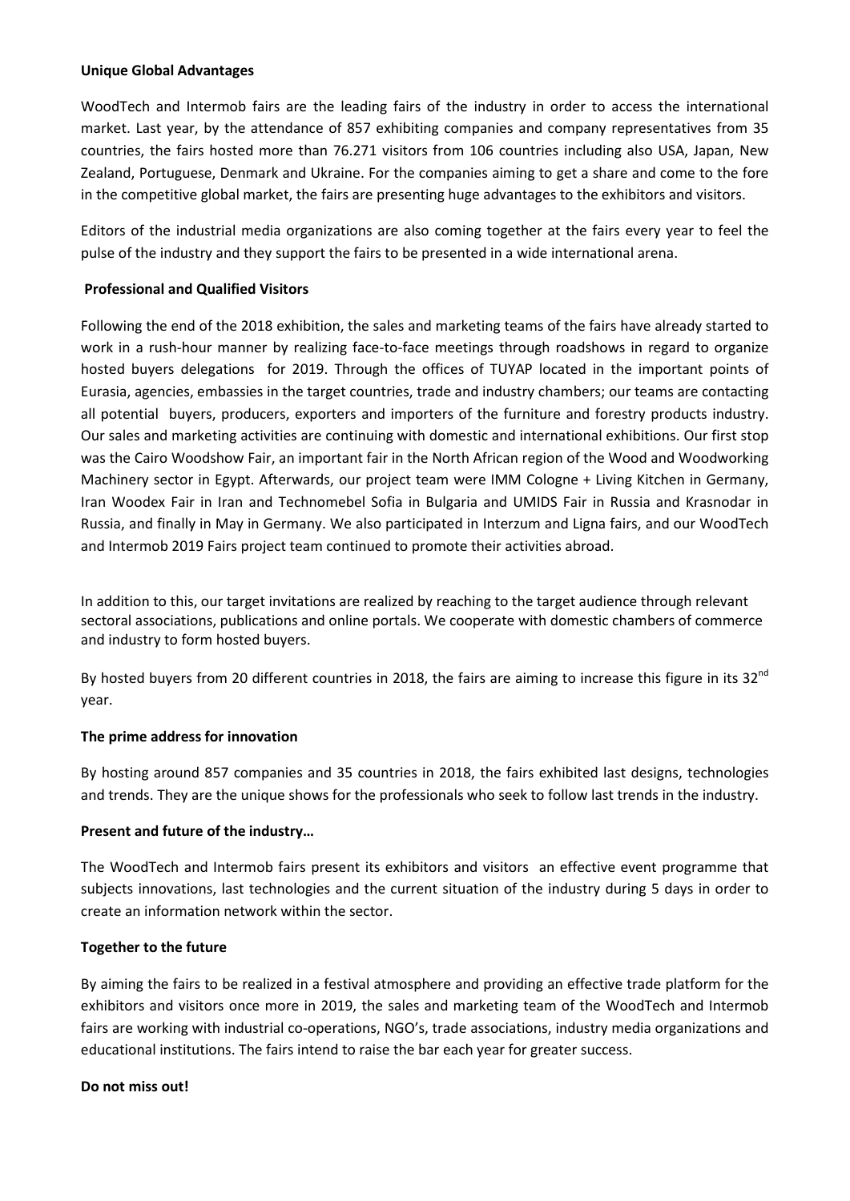**Unique Global Advantages**

WoodTech and Intermob fairs are the leading fairs of the industry in order to access the international market. Last year, by the attendance of 857 exhibiting companies and company representatives from 35 countries, the fairs hosted more than 76.271 visitors from 106 countries including also USA, Japan, New Zealand, Portuguese, Denmark and Ukraine. For the companies aiming to get a share and come to the fore in the competitive global market, the fairs are presenting huge advantages to the exhibitors and visitors.

Editors of the industrial media organizations are also coming together at the fairs every year to feel the pulse of the industry and they support the fairs to be presented in a wide international arena.

**Professional and Qualified Visitors**

Following the end of the 2018 exhibition, the sales and marketing teams of the fairs have already started to work in a rush-hour manner by realizing face-to-face meetings through roadshows in regard to organize hosted buyers delegations for 2019. Through the offices of TUYAP located in the important points of Eurasia, agencies, embassies in the target countries, trade and industry chambers; our teams are contacting all potential buyers, producers, exporters and importers of the furniture and forestry products industry. Our sales and marketing activities are continuing with domestic and international exhibitions. Our first stop was the Cairo Woodshow Fair, an important fair in the North African region of the Wood and Woodworking Machinery sector in Egypt. Afterwards, our project team were IMM Cologne + Living Kitchen in Germany, Iran Woodex Fair in Iran and Technomebel Sofia in Bulgaria and UMIDS Fair in Russia and Krasnodar in Russia, and finally in May in Germany. We also participated in Interzum and Ligna fairs, and our WoodTech and Intermob 2019 Fairs project team continued to promote their activities abroad.

In addition to this, our target invitations are realized by reaching to the target audience through relevant sectoral associations, publications and online portals. We cooperate with domestic chambers of commerce and industry to form hosted buyers.

By hosted buyers from 20 different countries in 2018, the fairs are aiming to increase this figure in its 32nd year.

**The prime address for innovation**

By hosting around 857 companies and 35 countries in 2018, the fairs exhibited last designs, technologies and trends. They are the unique shows for the professionals who seek to follow last trends in the industry.

**Present and future of the industry…**

The WoodTech and Intermob fairs present its exhibitors and visitors an effective event programme that subjects innovations, last technologies and the current situation of the industry during 5 days in order to create an information network within the sector.

**Together to the future**

By aiming the fairs to be realized in a festival atmosphere and providing an effective trade platform for the exhibitors and visitors once more in 2019, the sales and marketing team of the WoodTech and Intermob fairs are working with industrial co-operations, NGO's, trade associations, industry media organizations and educational institutions. The fairs intend to raise the bar each year for greater success.

**Do not miss out!**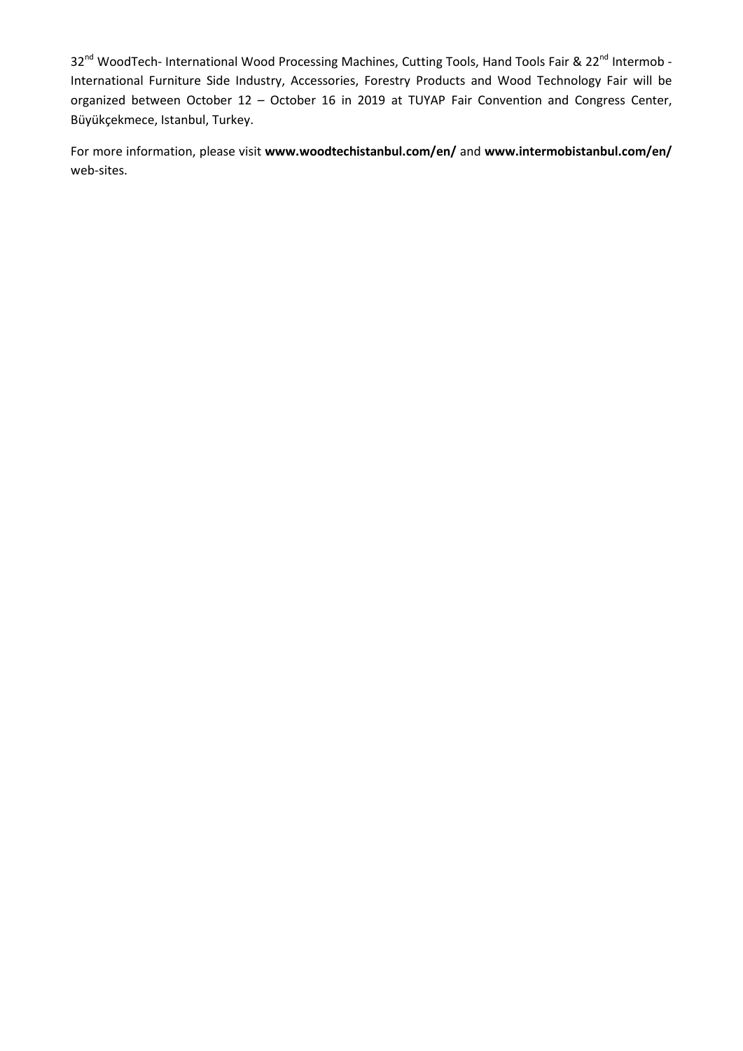32nd WoodTech- International Wood Processing Machines, Cutting Tools, Hand Tools Fair & 22nd Intermob - International Furniture Side Industry, Accessories, Forestry Products and Wood Technology Fair will be organized between October 12 – October 16 in 2019 at TUYAP Fair Convention and Congress Center, Büyükçekmece, Istanbul, Turkey.

For more information, please visit **www.woodtechistanbul.com/en/** and **www.intermobistanbul.com/en/** web-sites.